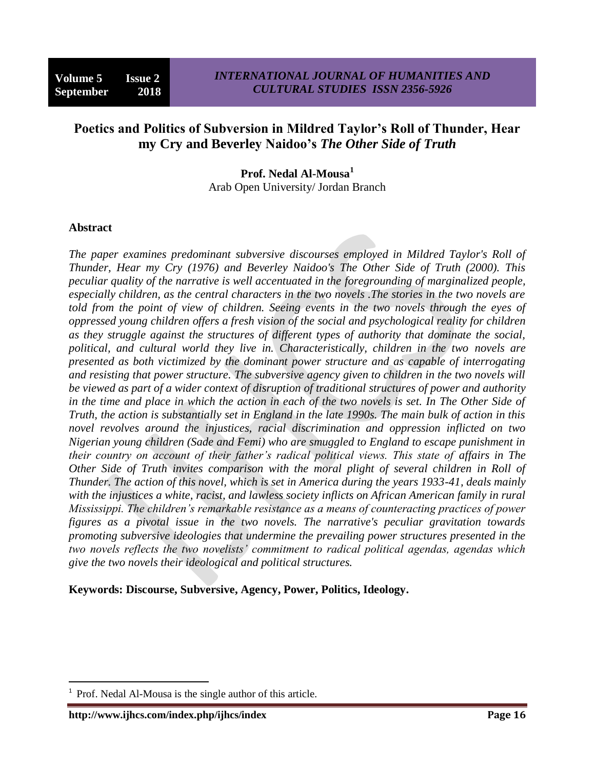# Poetics and Politics of Subversion in Mildred Taylor's Roll of Thunder, Hear my Cry and Beverley Naidoo's *The Other Side of Truth*

**Prof. Nedal Al-Mousa**[1]
Arab Open University/ Jordan Branch

## Abstract

*The paper examines predominant subversive discourses employed in Mildred Taylor's Roll of Thunder, Hear my Cry (1976) and Beverley Naidoo's The Other Side of Truth (2000). This peculiar quality of the narrative is well accentuated in the foregrounding of marginalized people, especially children, as the central characters in the two novels .The stories in the two novels are told from the point of view of children. Seeing events in the two novels through the eyes of oppressed young children offers a fresh vision of the social and psychological reality for children as they struggle against the structures of different types of authority that dominate the social, political, and cultural world they live in. Characteristically, children in the two novels are presented as both victimized by the dominant power structure and as capable of interrogating and resisting that power structure. The subversive agency given to children in the two novels will be viewed as part of a wider context of disruption of traditional structures of power and authority in the time and place in which the action in each of the two novels is set. In The Other Side of Truth, the action is substantially set in England in the late 1990s. The main bulk of action in this novel revolves around the injustices, racial discrimination and oppression inflicted on two Nigerian young children (Sade and Femi) who are smuggled to England to escape punishment in their country on account of their father's radical political views. This state of affairs in The Other Side of Truth invites comparison with the moral plight of several children in Roll of Thunder. The action of this novel, which is set in America during the years 1933-41, deals mainly with the injustices a white, racist, and lawless society inflicts on African American family in rural Mississippi. The children's remarkable resistance as a means of counteracting practices of power figures as a pivotal issue in the two novels. The narrative's peculiar gravitation towards promoting subversive ideologies that undermine the prevailing power structures presented in the two novels reflects the two novelists' commitment to radical political agendas, agendas which give the two novels their ideological and political structures.*

**Keywords: Discourse, Subversive, Agency, Power, Politics, Ideology.**

---

[1] Prof. Nedal Al-Mousa is the single author of this article.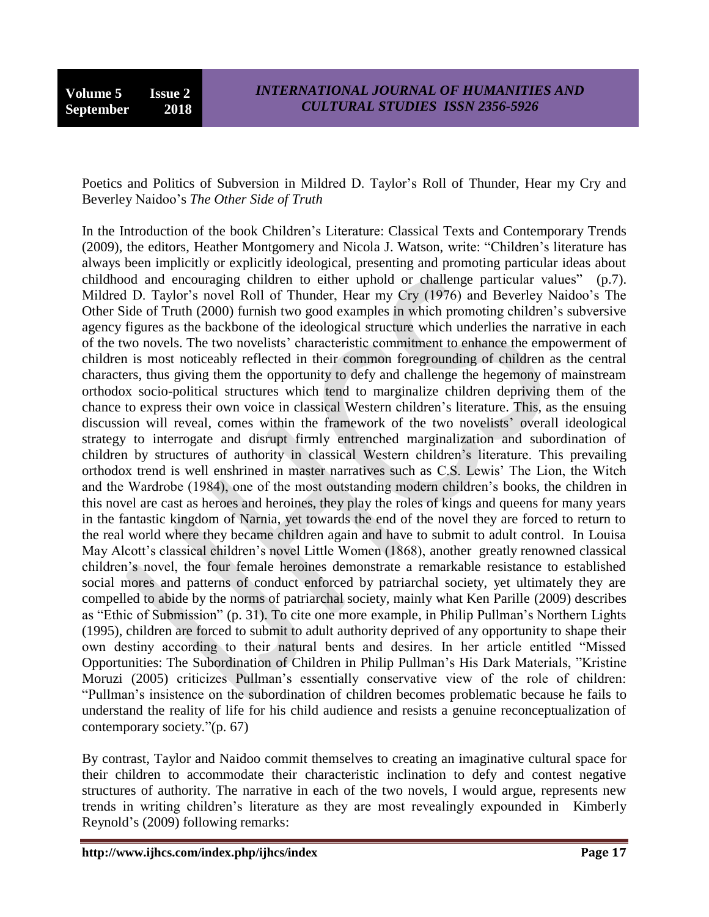Poetics and Politics of Subversion in Mildred D. Taylor's Roll of Thunder, Hear my Cry and Beverley Naidoo's *The Other Side of Truth*

In the Introduction of the book Children's Literature: Classical Texts and Contemporary Trends (2009), the editors, Heather Montgomery and Nicola J. Watson, write: "Children's literature has always been implicitly or explicitly ideological, presenting and promoting particular ideas about childhood and encouraging children to either uphold or challenge particular values" (p.7). Mildred D. Taylor's novel Roll of Thunder, Hear my Cry (1976) and Beverley Naidoo's The Other Side of Truth (2000) furnish two good examples in which promoting children's subversive agency figures as the backbone of the ideological structure which underlies the narrative in each of the two novels. The two novelists' characteristic commitment to enhance the empowerment of children is most noticeably reflected in their common foregrounding of children as the central characters, thus giving them the opportunity to defy and challenge the hegemony of mainstream orthodox socio-political structures which tend to marginalize children depriving them of the chance to express their own voice in classical Western children's literature. This, as the ensuing discussion will reveal, comes within the framework of the two novelists' overall ideological strategy to interrogate and disrupt firmly entrenched marginalization and subordination of children by structures of authority in classical Western children's literature. This prevailing orthodox trend is well enshrined in master narratives such as C.S. Lewis' The Lion, the Witch and the Wardrobe (1984), one of the most outstanding modern children's books, the children in this novel are cast as heroes and heroines, they play the roles of kings and queens for many years in the fantastic kingdom of Narnia, yet towards the end of the novel they are forced to return to the real world where they became children again and have to submit to adult control. In Louisa May Alcott's classical children's novel Little Women (1868), another greatly renowned classical children's novel, the four female heroines demonstrate a remarkable resistance to established social mores and patterns of conduct enforced by patriarchal society, yet ultimately they are compelled to abide by the norms of patriarchal society, mainly what Ken Parille (2009) describes as "Ethic of Submission" (p. 31). To cite one more example, in Philip Pullman's Northern Lights (1995), children are forced to submit to adult authority deprived of any opportunity to shape their own destiny according to their natural bents and desires. In her article entitled "Missed Opportunities: The Subordination of Children in Philip Pullman's His Dark Materials, "Kristine Moruzi (2005) criticizes Pullman's essentially conservative view of the role of children: "Pullman's insistence on the subordination of children becomes problematic because he fails to understand the reality of life for his child audience and resists a genuine reconceptualization of contemporary society."(p. 67)

By contrast, Taylor and Naidoo commit themselves to creating an imaginative cultural space for their children to accommodate their characteristic inclination to defy and contest negative structures of authority. The narrative in each of the two novels, I would argue, represents new trends in writing children's literature as they are most revealingly expounded in Kimberly Reynold's (2009) following remarks: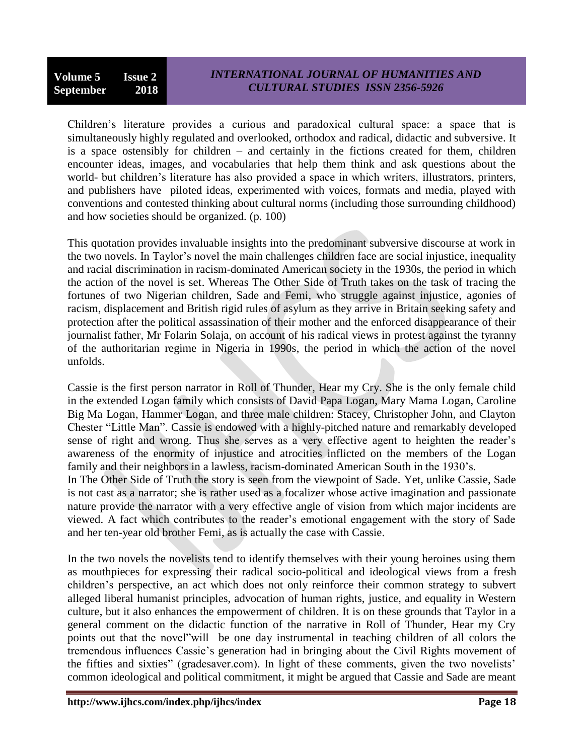Children's literature provides a curious and paradoxical cultural space: a space that is simultaneously highly regulated and overlooked, orthodox and radical, didactic and subversive. It is a space ostensibly for children – and certainly in the fictions created for them, children encounter ideas, images, and vocabularies that help them think and ask questions about the world- but children's literature has also provided a space in which writers, illustrators, printers, and publishers have piloted ideas, experimented with voices, formats and media, played with conventions and contested thinking about cultural norms (including those surrounding childhood) and how societies should be organized. (p. 100)

This quotation provides invaluable insights into the predominant subversive discourse at work in the two novels. In Taylor's novel the main challenges children face are social injustice, inequality and racial discrimination in racism-dominated American society in the 1930s, the period in which the action of the novel is set. Whereas The Other Side of Truth takes on the task of tracing the fortunes of two Nigerian children, Sade and Femi, who struggle against injustice, agonies of racism, displacement and British rigid rules of asylum as they arrive in Britain seeking safety and protection after the political assassination of their mother and the enforced disappearance of their journalist father, Mr Folarin Solaja, on account of his radical views in protest against the tyranny of the authoritarian regime in Nigeria in 1990s, the period in which the action of the novel unfolds.

Cassie is the first person narrator in Roll of Thunder, Hear my Cry. She is the only female child in the extended Logan family which consists of David Papa Logan, Mary Mama Logan, Caroline Big Ma Logan, Hammer Logan, and three male children: Stacey, Christopher John, and Clayton Chester "Little Man". Cassie is endowed with a highly-pitched nature and remarkably developed sense of right and wrong. Thus she serves as a very effective agent to heighten the reader's awareness of the enormity of injustice and atrocities inflicted on the members of the Logan family and their neighbors in a lawless, racism-dominated American South in the 1930's.

In The Other Side of Truth the story is seen from the viewpoint of Sade. Yet, unlike Cassie, Sade is not cast as a narrator; she is rather used as a focalizer whose active imagination and passionate nature provide the narrator with a very effective angle of vision from which major incidents are viewed. A fact which contributes to the reader's emotional engagement with the story of Sade and her ten-year old brother Femi, as is actually the case with Cassie.

In the two novels the novelists tend to identify themselves with their young heroines using them as mouthpieces for expressing their radical socio-political and ideological views from a fresh children's perspective, an act which does not only reinforce their common strategy to subvert alleged liberal humanist principles, advocation of human rights, justice, and equality in Western culture, but it also enhances the empowerment of children. It is on these grounds that Taylor in a general comment on the didactic function of the narrative in Roll of Thunder, Hear my Cry points out that the novel"will be one day instrumental in teaching children of all colors the tremendous influences Cassie's generation had in bringing about the Civil Rights movement of the fifties and sixties" (gradesaver.com). In light of these comments, given the two novelists' common ideological and political commitment, it might be argued that Cassie and Sade are meant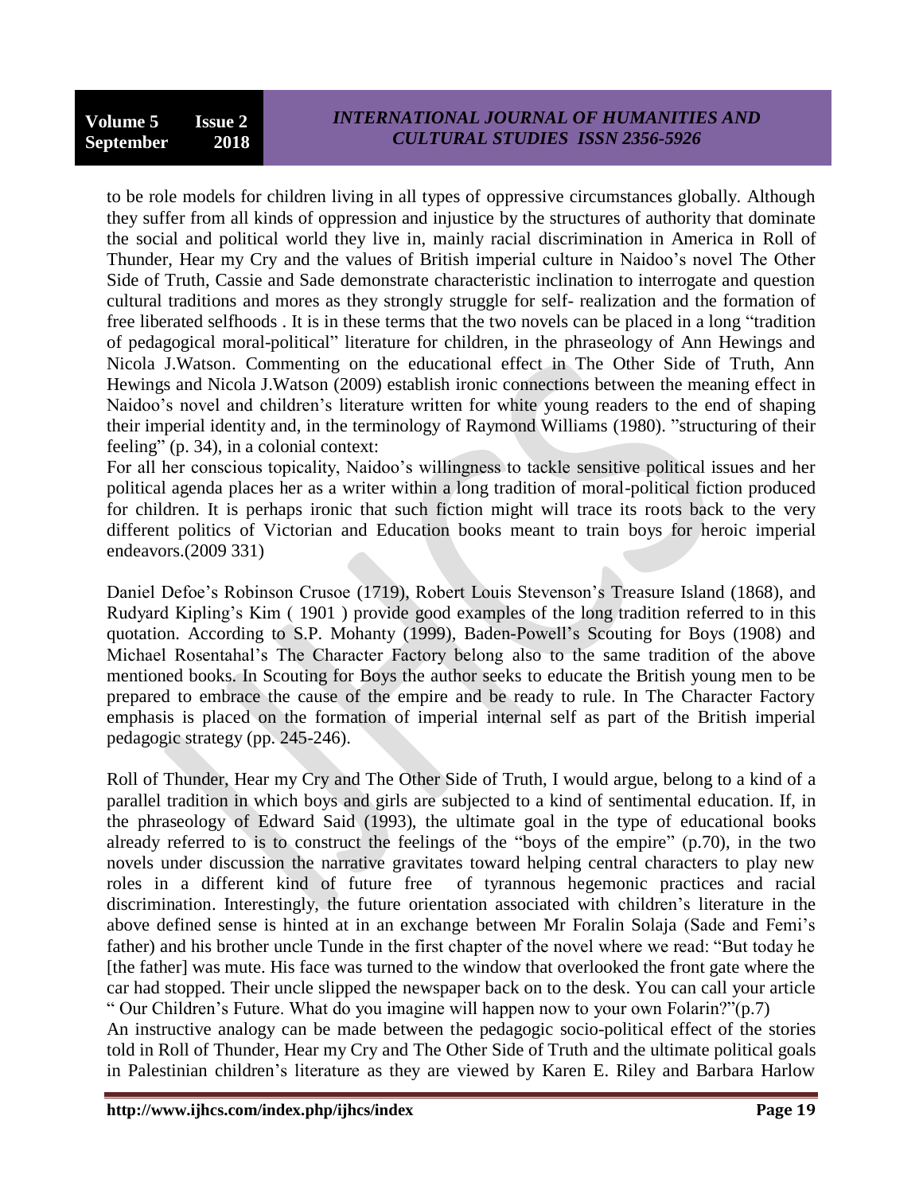to be role models for children living in all types of oppressive circumstances globally. Although they suffer from all kinds of oppression and injustice by the structures of authority that dominate the social and political world they live in, mainly racial discrimination in America in Roll of Thunder, Hear my Cry and the values of British imperial culture in Naidoo's novel The Other Side of Truth, Cassie and Sade demonstrate characteristic inclination to interrogate and question cultural traditions and mores as they strongly struggle for self- realization and the formation of free liberated selfhoods . It is in these terms that the two novels can be placed in a long "tradition of pedagogical moral-political" literature for children, in the phraseology of Ann Hewings and Nicola J.Watson. Commenting on the educational effect in The Other Side of Truth, Ann Hewings and Nicola J.Watson (2009) establish ironic connections between the meaning effect in Naidoo's novel and children's literature written for white young readers to the end of shaping their imperial identity and, in the terminology of Raymond Williams (1980). "structuring of their feeling" (p. 34), in a colonial context:

For all her conscious topicality, Naidoo's willingness to tackle sensitive political issues and her political agenda places her as a writer within a long tradition of moral-political fiction produced for children. It is perhaps ironic that such fiction might will trace its roots back to the very different politics of Victorian and Education books meant to train boys for heroic imperial endeavors.(2009 331)

Daniel Defoe's Robinson Crusoe (1719), Robert Louis Stevenson's Treasure Island (1868), and Rudyard Kipling's Kim ( 1901 ) provide good examples of the long tradition referred to in this quotation. According to S.P. Mohanty (1999), Baden-Powell's Scouting for Boys (1908) and Michael Rosentahal's The Character Factory belong also to the same tradition of the above mentioned books. In Scouting for Boys the author seeks to educate the British young men to be prepared to embrace the cause of the empire and be ready to rule. In The Character Factory emphasis is placed on the formation of imperial internal self as part of the British imperial pedagogic strategy (pp. 245-246).

Roll of Thunder, Hear my Cry and The Other Side of Truth, I would argue, belong to a kind of a parallel tradition in which boys and girls are subjected to a kind of sentimental education. If, in the phraseology of Edward Said (1993), the ultimate goal in the type of educational books already referred to is to construct the feelings of the "boys of the empire" (p.70), in the two novels under discussion the narrative gravitates toward helping central characters to play new roles in a different kind of future free of tyrannous hegemonic practices and racial discrimination. Interestingly, the future orientation associated with children's literature in the above defined sense is hinted at in an exchange between Mr Foralin Solaja (Sade and Femi's father) and his brother uncle Tunde in the first chapter of the novel where we read: "But today he [the father] was mute. His face was turned to the window that overlooked the front gate where the car had stopped. Their uncle slipped the newspaper back on to the desk. You can call your article " Our Children's Future. What do you imagine will happen now to your own Folarin?"(p.7)

An instructive analogy can be made between the pedagogic socio-political effect of the stories told in Roll of Thunder, Hear my Cry and The Other Side of Truth and the ultimate political goals in Palestinian children's literature as they are viewed by Karen E. Riley and Barbara Harlow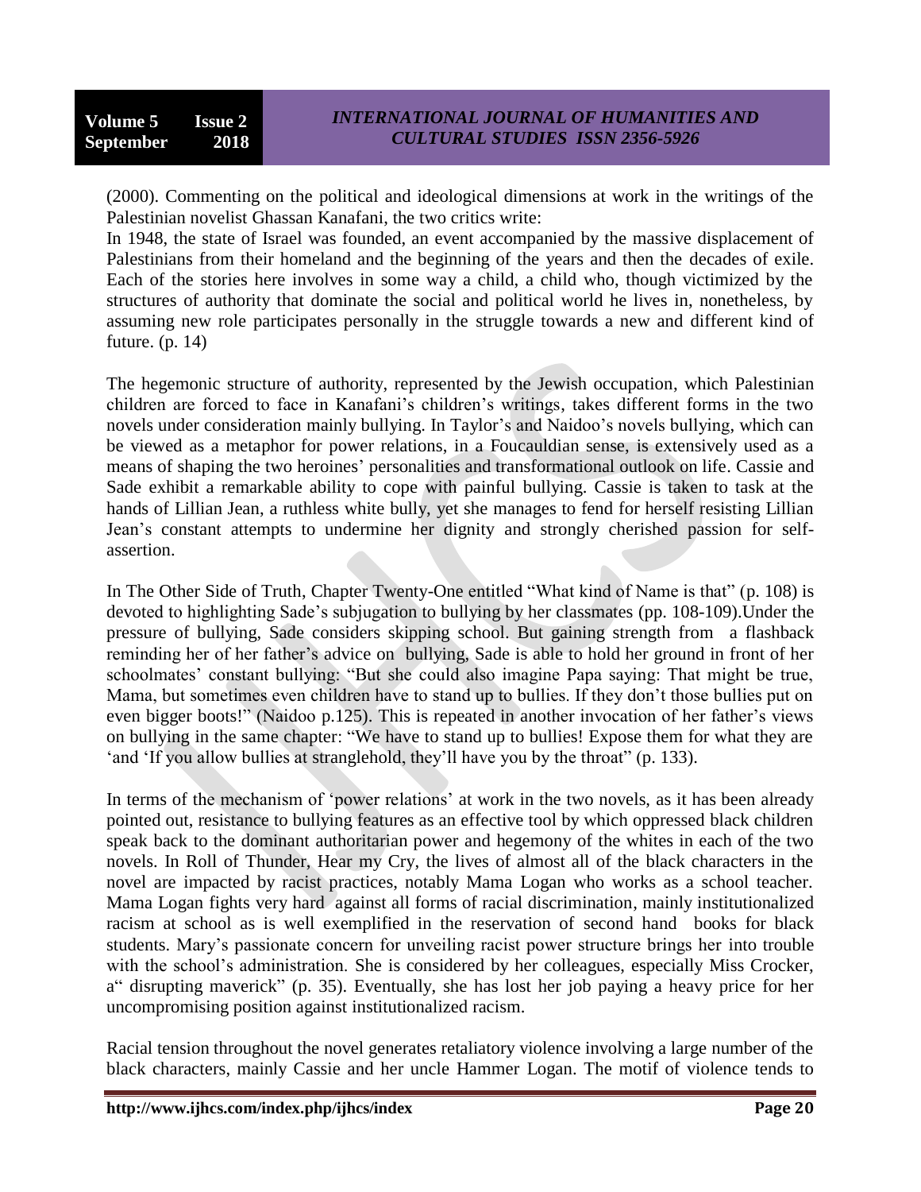(2000). Commenting on the political and ideological dimensions at work in the writings of the Palestinian novelist Ghassan Kanafani, the two critics write:

In 1948, the state of Israel was founded, an event accompanied by the massive displacement of Palestinians from their homeland and the beginning of the years and then the decades of exile. Each of the stories here involves in some way a child, a child who, though victimized by the structures of authority that dominate the social and political world he lives in, nonetheless, by assuming new role participates personally in the struggle towards a new and different kind of future. (p. 14)

The hegemonic structure of authority, represented by the Jewish occupation, which Palestinian children are forced to face in Kanafani's children's writings, takes different forms in the two novels under consideration mainly bullying. In Taylor's and Naidoo's novels bullying, which can be viewed as a metaphor for power relations, in a Foucauldian sense, is extensively used as a means of shaping the two heroines' personalities and transformational outlook on life. Cassie and Sade exhibit a remarkable ability to cope with painful bullying. Cassie is taken to task at the hands of Lillian Jean, a ruthless white bully, yet she manages to fend for herself resisting Lillian Jean's constant attempts to undermine her dignity and strongly cherished passion for self-assertion.

In The Other Side of Truth, Chapter Twenty-One entitled "What kind of Name is that" (p. 108) is devoted to highlighting Sade's subjugation to bullying by her classmates (pp. 108-109).Under the pressure of bullying, Sade considers skipping school. But gaining strength from a flashback reminding her of her father's advice on bullying, Sade is able to hold her ground in front of her schoolmates' constant bullying: "But she could also imagine Papa saying: That might be true, Mama, but sometimes even children have to stand up to bullies. If they don't those bullies put on even bigger boots!" (Naidoo p.125). This is repeated in another invocation of her father's views on bullying in the same chapter: "We have to stand up to bullies! Expose them for what they are 'and 'If you allow bullies at stranglehold, they'll have you by the throat" (p. 133).

In terms of the mechanism of 'power relations' at work in the two novels, as it has been already pointed out, resistance to bullying features as an effective tool by which oppressed black children speak back to the dominant authoritarian power and hegemony of the whites in each of the two novels. In Roll of Thunder, Hear my Cry, the lives of almost all of the black characters in the novel are impacted by racist practices, notably Mama Logan who works as a school teacher. Mama Logan fights very hard against all forms of racial discrimination, mainly institutionalized racism at school as is well exemplified in the reservation of second hand books for black students. Mary's passionate concern for unveiling racist power structure brings her into trouble with the school's administration. She is considered by her colleagues, especially Miss Crocker, a" disrupting maverick" (p. 35). Eventually, she has lost her job paying a heavy price for her uncompromising position against institutionalized racism.

Racial tension throughout the novel generates retaliatory violence involving a large number of the black characters, mainly Cassie and her uncle Hammer Logan. The motif of violence tends to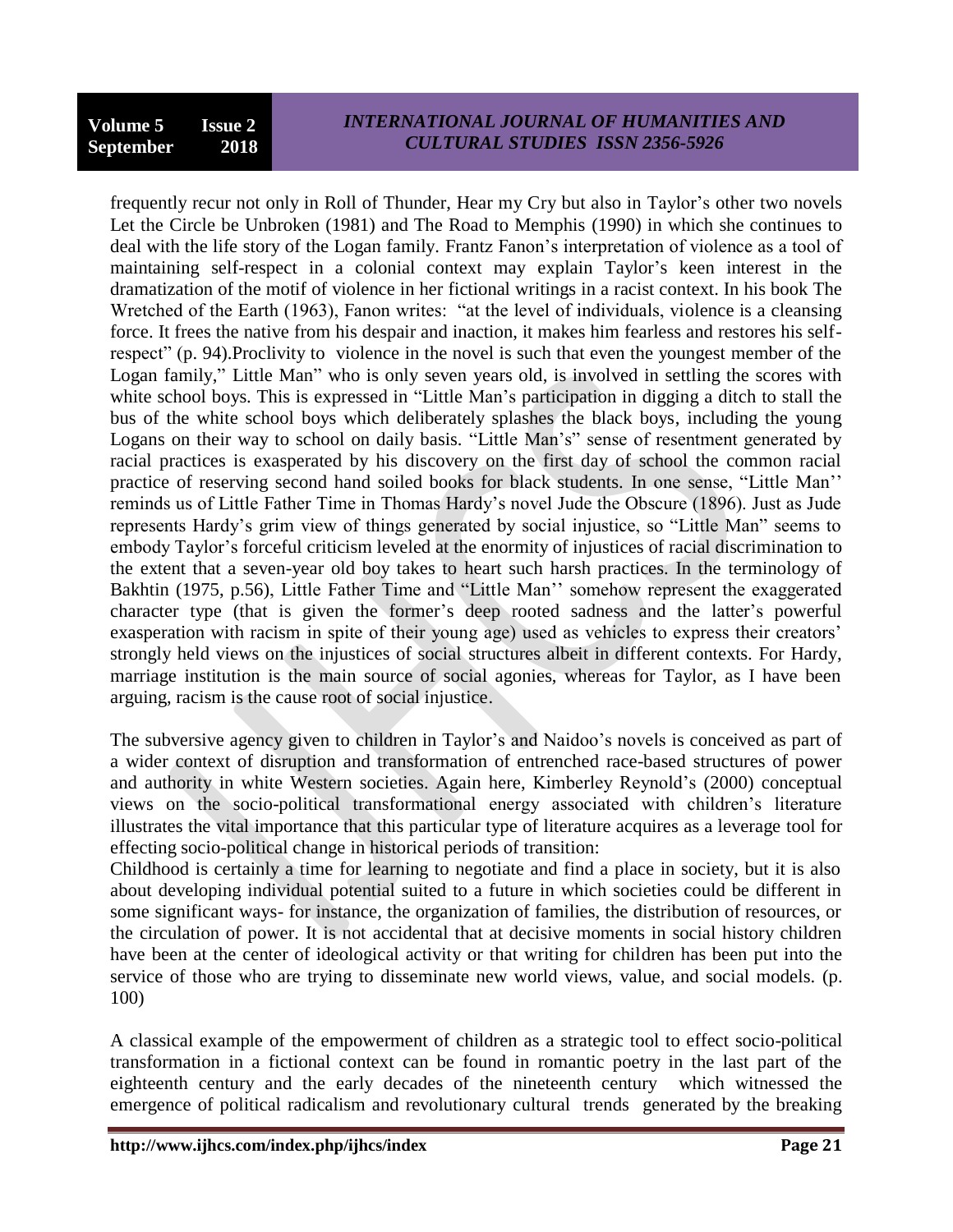frequently recur not only in Roll of Thunder, Hear my Cry but also in Taylor's other two novels Let the Circle be Unbroken (1981) and The Road to Memphis (1990) in which she continues to deal with the life story of the Logan family. Frantz Fanon's interpretation of violence as a tool of maintaining self-respect in a colonial context may explain Taylor's keen interest in the dramatization of the motif of violence in her fictional writings in a racist context. In his book The Wretched of the Earth (1963), Fanon writes: "at the level of individuals, violence is a cleansing force. It frees the native from his despair and inaction, it makes him fearless and restores his self-respect" (p. 94).Proclivity to violence in the novel is such that even the youngest member of the Logan family," Little Man" who is only seven years old, is involved in settling the scores with white school boys. This is expressed in "Little Man's participation in digging a ditch to stall the bus of the white school boys which deliberately splashes the black boys, including the young Logans on their way to school on daily basis. "Little Man's" sense of resentment generated by racial practices is exasperated by his discovery on the first day of school the common racial practice of reserving second hand soiled books for black students. In one sense, "Little Man'' reminds us of Little Father Time in Thomas Hardy's novel Jude the Obscure (1896). Just as Jude represents Hardy's grim view of things generated by social injustice, so "Little Man" seems to embody Taylor's forceful criticism leveled at the enormity of injustices of racial discrimination to the extent that a seven-year old boy takes to heart such harsh practices. In the terminology of Bakhtin (1975, p.56), Little Father Time and "Little Man'' somehow represent the exaggerated character type (that is given the former's deep rooted sadness and the latter's powerful exasperation with racism in spite of their young age) used as vehicles to express their creators' strongly held views on the injustices of social structures albeit in different contexts. For Hardy, marriage institution is the main source of social agonies, whereas for Taylor, as I have been arguing, racism is the cause root of social injustice.

The subversive agency given to children in Taylor's and Naidoo's novels is conceived as part of a wider context of disruption and transformation of entrenched race-based structures of power and authority in white Western societies. Again here, Kimberley Reynold's (2000) conceptual views on the socio-political transformational energy associated with children's literature illustrates the vital importance that this particular type of literature acquires as a leverage tool for effecting socio-political change in historical periods of transition:

Childhood is certainly a time for learning to negotiate and find a place in society, but it is also about developing individual potential suited to a future in which societies could be different in some significant ways- for instance, the organization of families, the distribution of resources, or the circulation of power. It is not accidental that at decisive moments in social history children have been at the center of ideological activity or that writing for children has been put into the service of those who are trying to disseminate new world views, value, and social models. (p. 100)

A classical example of the empowerment of children as a strategic tool to effect socio-political transformation in a fictional context can be found in romantic poetry in the last part of the eighteenth century and the early decades of the nineteenth century which witnessed the emergence of political radicalism and revolutionary cultural trends generated by the breaking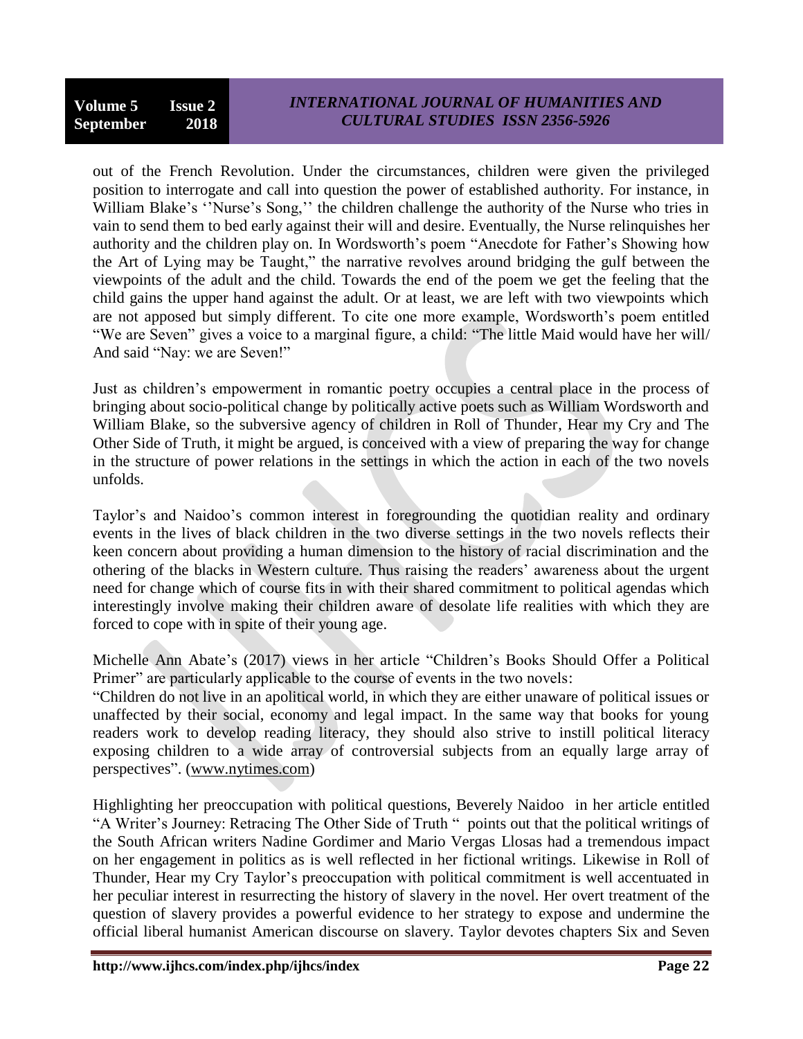out of the French Revolution. Under the circumstances, children were given the privileged position to interrogate and call into question the power of established authority. For instance, in William Blake's ''Nurse's Song,'' the children challenge the authority of the Nurse who tries in vain to send them to bed early against their will and desire. Eventually, the Nurse relinquishes her authority and the children play on. In Wordsworth's poem "Anecdote for Father's Showing how the Art of Lying may be Taught," the narrative revolves around bridging the gulf between the viewpoints of the adult and the child. Towards the end of the poem we get the feeling that the child gains the upper hand against the adult. Or at least, we are left with two viewpoints which are not apposed but simply different. To cite one more example, Wordsworth's poem entitled "We are Seven" gives a voice to a marginal figure, a child: "The little Maid would have her will/ And said "Nay: we are Seven!"

Just as children's empowerment in romantic poetry occupies a central place in the process of bringing about socio-political change by politically active poets such as William Wordsworth and William Blake, so the subversive agency of children in Roll of Thunder, Hear my Cry and The Other Side of Truth, it might be argued, is conceived with a view of preparing the way for change in the structure of power relations in the settings in which the action in each of the two novels unfolds.

Taylor's and Naidoo's common interest in foregrounding the quotidian reality and ordinary events in the lives of black children in the two diverse settings in the two novels reflects their keen concern about providing a human dimension to the history of racial discrimination and the othering of the blacks in Western culture. Thus raising the readers' awareness about the urgent need for change which of course fits in with their shared commitment to political agendas which interestingly involve making their children aware of desolate life realities with which they are forced to cope with in spite of their young age.

Michelle Ann Abate's (2017) views in her article "Children's Books Should Offer a Political Primer" are particularly applicable to the course of events in the two novels:
"Children do not live in an apolitical world, in which they are either unaware of political issues or unaffected by their social, economy and legal impact. In the same way that books for young readers work to develop reading literacy, they should also strive to instill political literacy exposing children to a wide array of controversial subjects from an equally large array of perspectives". (www.nytimes.com)

Highlighting her preoccupation with political questions, Beverely Naidoo in her article entitled "A Writer's Journey: Retracing The Other Side of Truth " points out that the political writings of the South African writers Nadine Gordimer and Mario Vergas Llosas had a tremendous impact on her engagement in politics as is well reflected in her fictional writings. Likewise in Roll of Thunder, Hear my Cry Taylor's preoccupation with political commitment is well accentuated in her peculiar interest in resurrecting the history of slavery in the novel. Her overt treatment of the question of slavery provides a powerful evidence to her strategy to expose and undermine the official liberal humanist American discourse on slavery. Taylor devotes chapters Six and Seven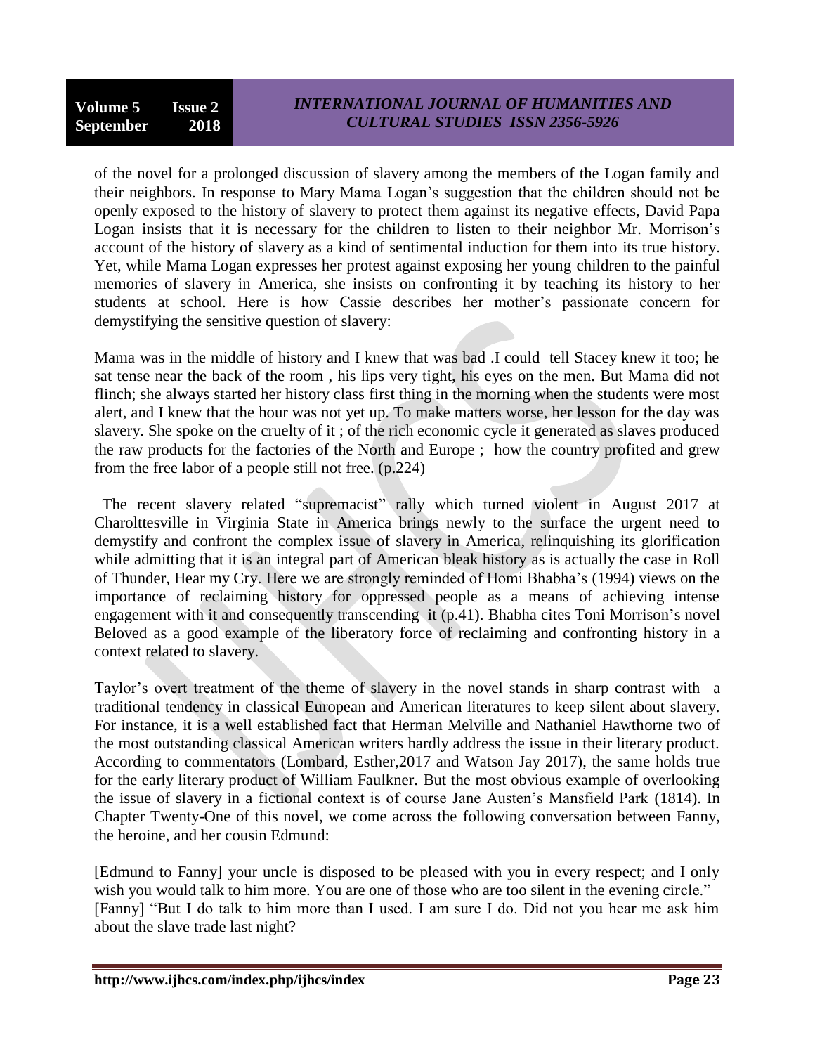of the novel for a prolonged discussion of slavery among the members of the Logan family and their neighbors. In response to Mary Mama Logan's suggestion that the children should not be openly exposed to the history of slavery to protect them against its negative effects, David Papa Logan insists that it is necessary for the children to listen to their neighbor Mr. Morrison's account of the history of slavery as a kind of sentimental induction for them into its true history. Yet, while Mama Logan expresses her protest against exposing her young children to the painful memories of slavery in America, she insists on confronting it by teaching its history to her students at school. Here is how Cassie describes her mother's passionate concern for demystifying the sensitive question of slavery:

Mama was in the middle of history and I knew that was bad .I could tell Stacey knew it too; he sat tense near the back of the room , his lips very tight, his eyes on the men. But Mama did not flinch; she always started her history class first thing in the morning when the students were most alert, and I knew that the hour was not yet up. To make matters worse, her lesson for the day was slavery. She spoke on the cruelty of it ; of the rich economic cycle it generated as slaves produced the raw products for the factories of the North and Europe ; how the country profited and grew from the free labor of a people still not free. (p.224)

The recent slavery related "supremacist" rally which turned violent in August 2017 at Charolttesville in Virginia State in America brings newly to the surface the urgent need to demystify and confront the complex issue of slavery in America, relinquishing its glorification while admitting that it is an integral part of American bleak history as is actually the case in Roll of Thunder, Hear my Cry. Here we are strongly reminded of Homi Bhabha's (1994) views on the importance of reclaiming history for oppressed people as a means of achieving intense engagement with it and consequently transcending it (p.41). Bhabha cites Toni Morrison's novel Beloved as a good example of the liberatory force of reclaiming and confronting history in a context related to slavery.

Taylor's overt treatment of the theme of slavery in the novel stands in sharp contrast with a traditional tendency in classical European and American literatures to keep silent about slavery. For instance, it is a well established fact that Herman Melville and Nathaniel Hawthorne two of the most outstanding classical American writers hardly address the issue in their literary product. According to commentators (Lombard, Esther,2017 and Watson Jay 2017), the same holds true for the early literary product of William Faulkner. But the most obvious example of overlooking the issue of slavery in a fictional context is of course Jane Austen's Mansfield Park (1814). In Chapter Twenty-One of this novel, we come across the following conversation between Fanny, the heroine, and her cousin Edmund:

[Edmund to Fanny] your uncle is disposed to be pleased with you in every respect; and I only wish you would talk to him more. You are one of those who are too silent in the evening circle."
[Fanny] "But I do talk to him more than I used. I am sure I do. Did not you hear me ask him about the slave trade last night?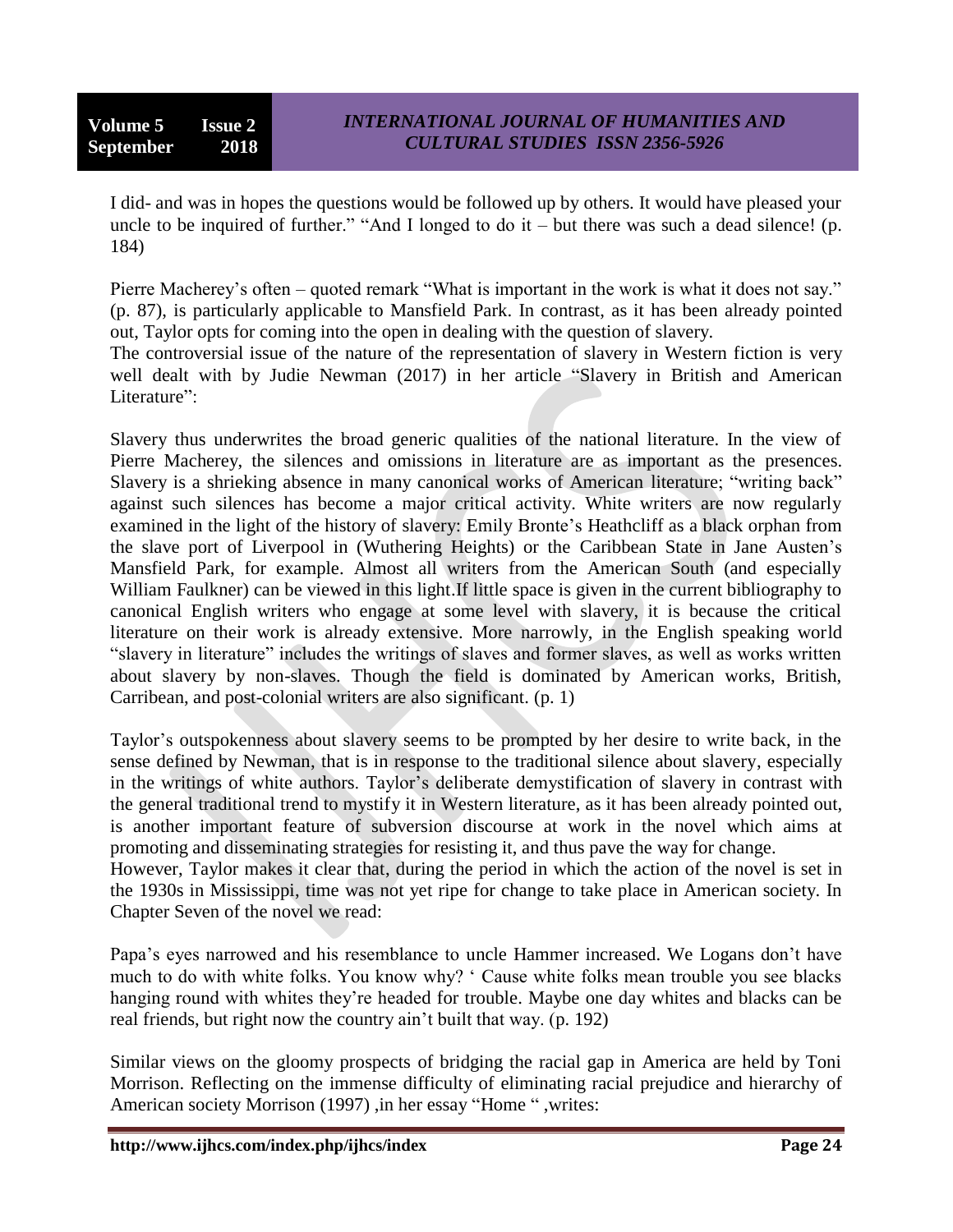I did- and was in hopes the questions would be followed up by others. It would have pleased your uncle to be inquired of further." "And I longed to do it – but there was such a dead silence! (p. 184)

Pierre Macherey's often – quoted remark "What is important in the work is what it does not say." (p. 87), is particularly applicable to Mansfield Park. In contrast, as it has been already pointed out, Taylor opts for coming into the open in dealing with the question of slavery.
The controversial issue of the nature of the representation of slavery in Western fiction is very well dealt with by Judie Newman (2017) in her article "Slavery in British and American Literature":

Slavery thus underwrites the broad generic qualities of the national literature. In the view of Pierre Macherey, the silences and omissions in literature are as important as the presences. Slavery is a shrieking absence in many canonical works of American literature; "writing back" against such silences has become a major critical activity. White writers are now regularly examined in the light of the history of slavery: Emily Bronte's Heathcliff as a black orphan from the slave port of Liverpool in (Wuthering Heights) or the Caribbean State in Jane Austen's Mansfield Park, for example. Almost all writers from the American South (and especially William Faulkner) can be viewed in this light.If little space is given in the current bibliography to canonical English writers who engage at some level with slavery, it is because the critical literature on their work is already extensive. More narrowly, in the English speaking world "slavery in literature" includes the writings of slaves and former slaves, as well as works written about slavery by non-slaves. Though the field is dominated by American works, British, Carribean, and post-colonial writers are also significant. (p. 1)

Taylor's outspokenness about slavery seems to be prompted by her desire to write back, in the sense defined by Newman, that is in response to the traditional silence about slavery, especially in the writings of white authors. Taylor's deliberate demystification of slavery in contrast with the general traditional trend to mystify it in Western literature, as it has been already pointed out, is another important feature of subversion discourse at work in the novel which aims at promoting and disseminating strategies for resisting it, and thus pave the way for change.
However, Taylor makes it clear that, during the period in which the action of the novel is set in the 1930s in Mississippi, time was not yet ripe for change to take place in American society. In Chapter Seven of the novel we read:

Papa's eyes narrowed and his resemblance to uncle Hammer increased. We Logans don't have much to do with white folks. You know why? ' Cause white folks mean trouble you see blacks hanging round with whites they're headed for trouble. Maybe one day whites and blacks can be real friends, but right now the country ain't built that way. (p. 192)

Similar views on the gloomy prospects of bridging the racial gap in America are held by Toni Morrison. Reflecting on the immense difficulty of eliminating racial prejudice and hierarchy of American society Morrison (1997) ,in her essay "Home " ,writes: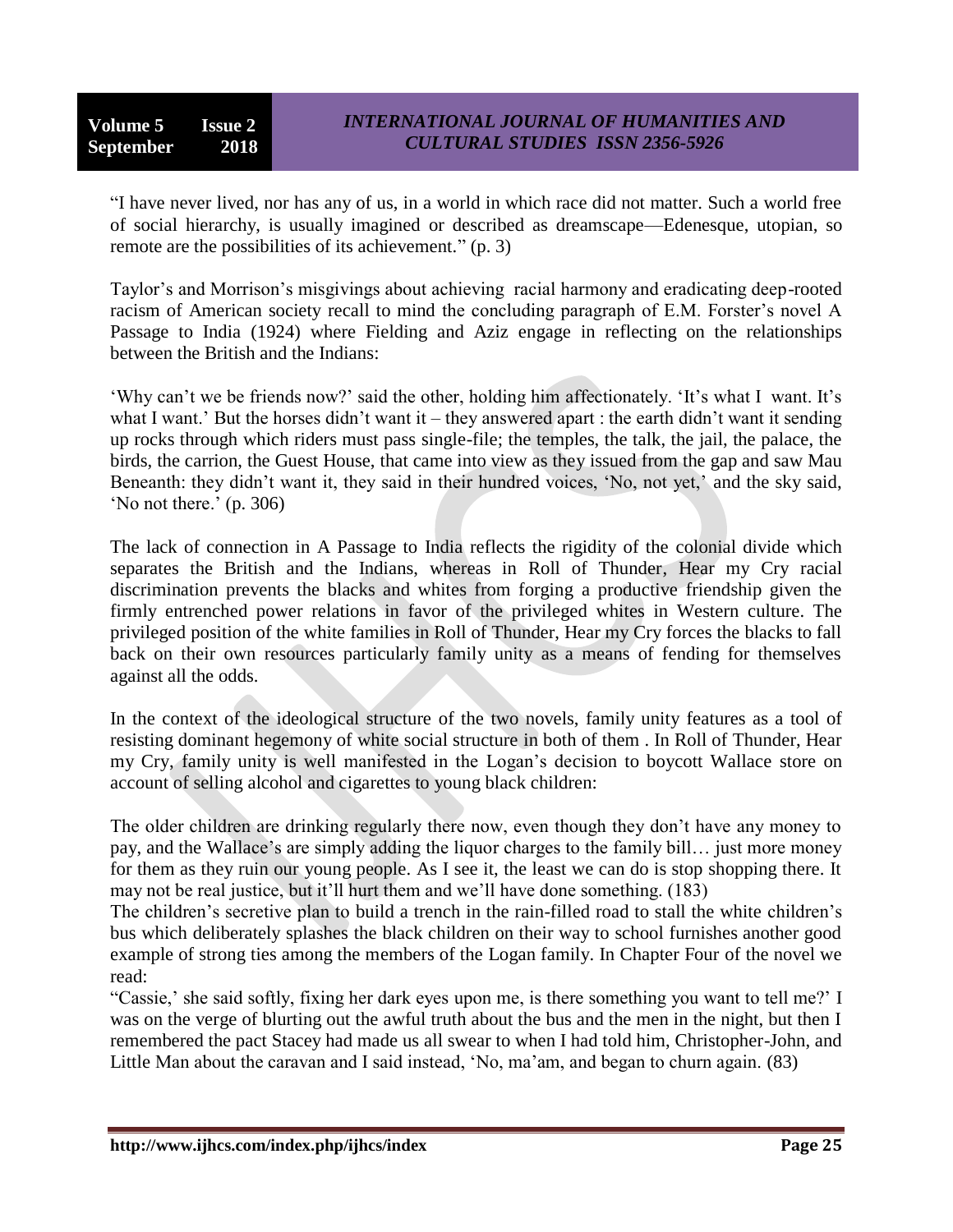“I have never lived, nor has any of us, in a world in which race did not matter. Such a world free of social hierarchy, is usually imagined or described as dreamscape—Edenesque, utopian, so remote are the possibilities of its achievement.” (p. 3)

Taylor’s and Morrison’s misgivings about achieving racial harmony and eradicating deep-rooted racism of American society recall to mind the concluding paragraph of E.M. Forster’s novel A Passage to India (1924) where Fielding and Aziz engage in reflecting on the relationships between the British and the Indians:

‘Why can’t we be friends now?’ said the other, holding him affectionately. ‘It’s what I want. It’s what I want.’ But the horses didn’t want it – they answered apart : the earth didn’t want it sending up rocks through which riders must pass single-file; the temples, the talk, the jail, the palace, the birds, the carrion, the Guest House, that came into view as they issued from the gap and saw Mau Beneanth: they didn’t want it, they said in their hundred voices, ‘No, not yet,’ and the sky said, ‘No not there.’ (p. 306)

The lack of connection in A Passage to India reflects the rigidity of the colonial divide which separates the British and the Indians, whereas in Roll of Thunder, Hear my Cry racial discrimination prevents the blacks and whites from forging a productive friendship given the firmly entrenched power relations in favor of the privileged whites in Western culture. The privileged position of the white families in Roll of Thunder, Hear my Cry forces the blacks to fall back on their own resources particularly family unity as a means of fending for themselves against all the odds.

In the context of the ideological structure of the two novels, family unity features as a tool of resisting dominant hegemony of white social structure in both of them . In Roll of Thunder, Hear my Cry, family unity is well manifested in the Logan’s decision to boycott Wallace store on account of selling alcohol and cigarettes to young black children:

The older children are drinking regularly there now, even though they don’t have any money to pay, and the Wallace’s are simply adding the liquor charges to the family bill… just more money for them as they ruin our young people. As I see it, the least we can do is stop shopping there. It may not be real justice, but it’ll hurt them and we’ll have done something. (183)

The children’s secretive plan to build a trench in the rain-filled road to stall the white children’s bus which deliberately splashes the black children on their way to school furnishes another good example of strong ties among the members of the Logan family. In Chapter Four of the novel we read:

“Cassie,’ she said softly, fixing her dark eyes upon me, is there something you want to tell me?’ I was on the verge of blurting out the awful truth about the bus and the men in the night, but then I remembered the pact Stacey had made us all swear to when I had told him, Christopher-John, and Little Man about the caravan and I said instead, ‘No, ma’am, and began to churn again. (83)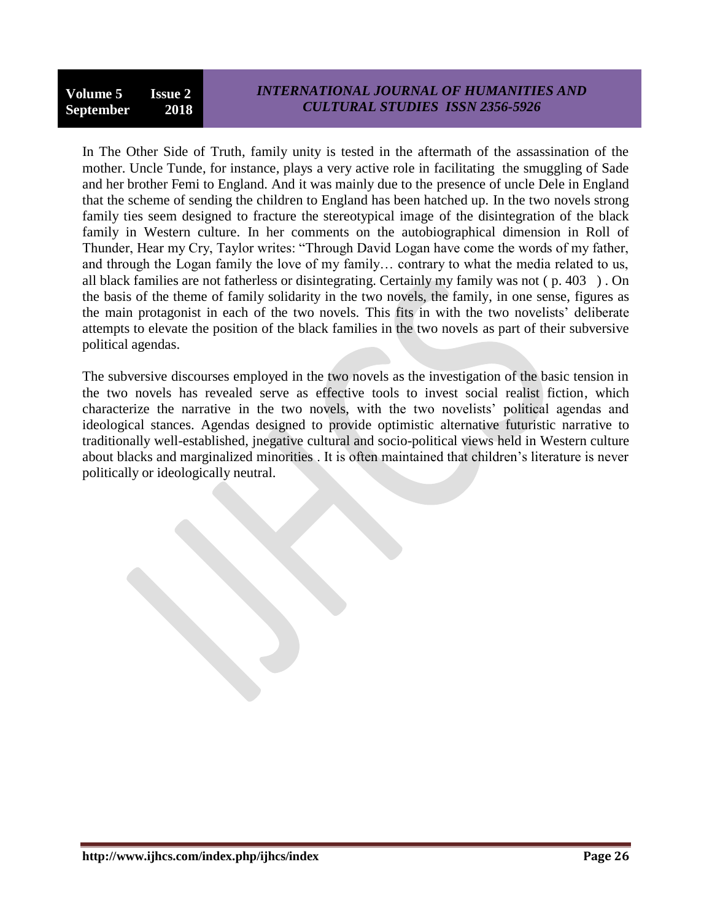In The Other Side of Truth, family unity is tested in the aftermath of the assassination of the mother. Uncle Tunde, for instance, plays a very active role in facilitating the smuggling of Sade and her brother Femi to England. And it was mainly due to the presence of uncle Dele in England that the scheme of sending the children to England has been hatched up. In the two novels strong family ties seem designed to fracture the stereotypical image of the disintegration of the black family in Western culture. In her comments on the autobiographical dimension in Roll of Thunder, Hear my Cry, Taylor writes: "Through David Logan have come the words of my father, and through the Logan family the love of my family… contrary to what the media related to us, all black families are not fatherless or disintegrating. Certainly my family was not ( p. 403 ) . On the basis of the theme of family solidarity in the two novels, the family, in one sense, figures as the main protagonist in each of the two novels. This fits in with the two novelists' deliberate attempts to elevate the position of the black families in the two novels as part of their subversive political agendas.

The subversive discourses employed in the two novels as the investigation of the basic tension in the two novels has revealed serve as effective tools to invest social realist fiction, which characterize the narrative in the two novels, with the two novelists' political agendas and ideological stances. Agendas designed to provide optimistic alternative futuristic narrative to traditionally well-established, jnegative cultural and socio-political views held in Western culture about blacks and marginalized minorities . It is often maintained that children's literature is never politically or ideologically neutral.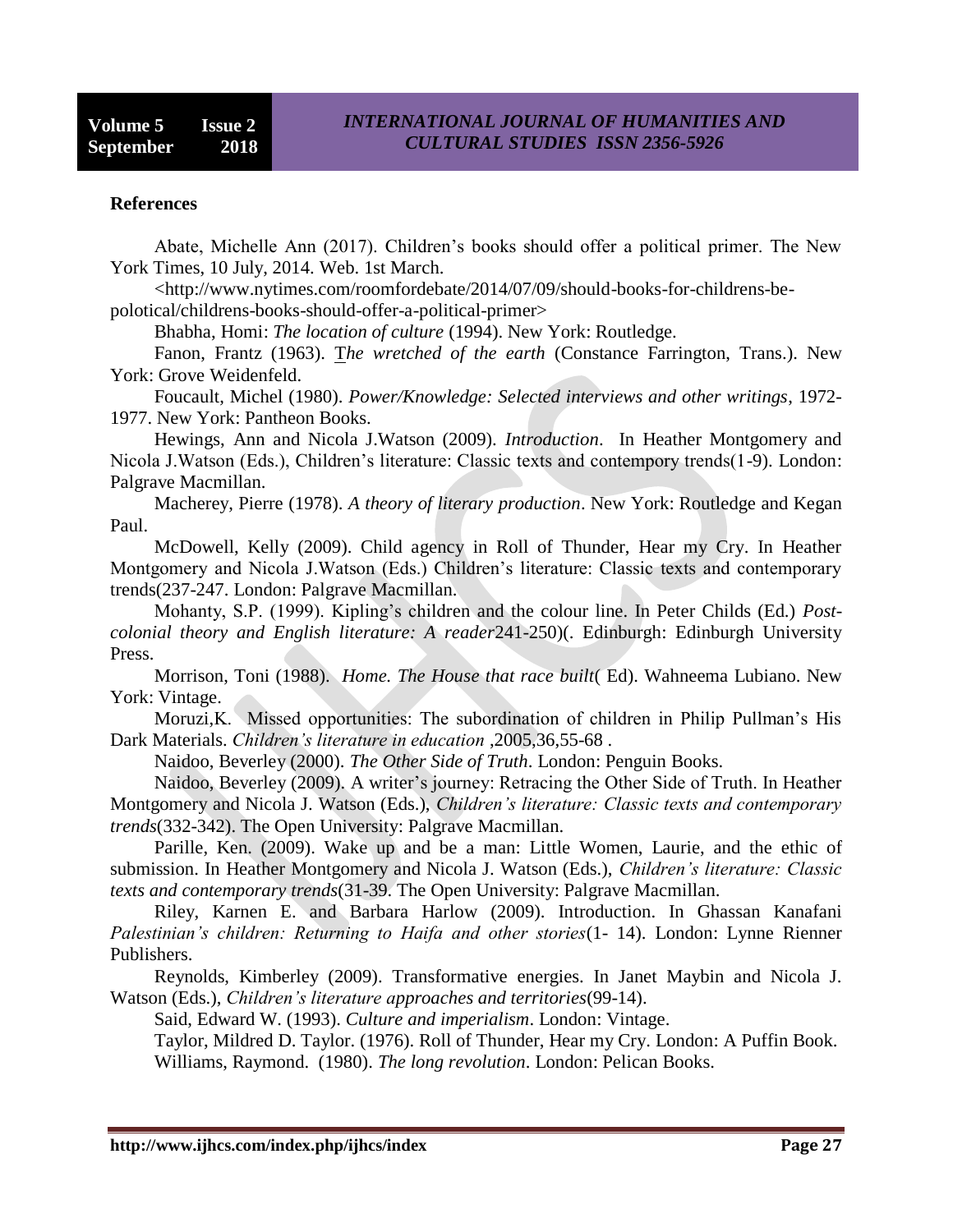## References

Abate, Michelle Ann (2017). Children's books should offer a political primer. The New York Times, 10 July, 2014. Web. 1st March. <http://www.nytimes.com/roomfordebate/2014/07/09/should-books-for-childrens-be-polotical/childrens-books-should-offer-a-political-primer>

Bhabha, Homi: *The location of culture* (1994). New York: Routledge.

Fanon, Frantz (1963). *The wretched of the earth* (Constance Farrington, Trans.). New York: Grove Weidenfeld.

Foucault, Michel (1980). *Power/Knowledge: Selected interviews and other writings*, 1972-1977. New York: Pantheon Books.

Hewings, Ann and Nicola J.Watson (2009). *Introduction*. In Heather Montgomery and Nicola J.Watson (Eds.), Children's literature: Classic texts and contempory trends(1-9). London: Palgrave Macmillan.

Macherey, Pierre (1978). *A theory of literary production*. New York: Routledge and Kegan Paul.

McDowell, Kelly (2009). Child agency in Roll of Thunder, Hear my Cry. In Heather Montgomery and Nicola J.Watson (Eds.) Children's literature: Classic texts and contemporary trends(237-247. London: Palgrave Macmillan.

Mohanty, S.P. (1999). Kipling's children and the colour line. In Peter Childs (Ed.) *Post-colonial theory and English literature: A reader*241-250)(. Edinburgh: Edinburgh University Press.

Morrison, Toni (1988). *Home. The House that race built*( Ed). Wahneema Lubiano. New York: Vintage.

Moruzi,K. Missed opportunities: The subordination of children in Philip Pullman's His Dark Materials. *Children's literature in education* ,2005,36,55-68 .

Naidoo, Beverley (2000). *The Other Side of Truth*. London: Penguin Books.

Naidoo, Beverley (2009). A writer's journey: Retracing the Other Side of Truth. In Heather Montgomery and Nicola J. Watson (Eds.), *Children's literature: Classic texts and contemporary trends*(332-342). The Open University: Palgrave Macmillan.

Parille, Ken. (2009). Wake up and be a man: Little Women, Laurie, and the ethic of submission. In Heather Montgomery and Nicola J. Watson (Eds.), *Children's literature: Classic texts and contemporary trends*(31-39. The Open University: Palgrave Macmillan.

Riley, Karnen E. and Barbara Harlow (2009). Introduction. In Ghassan Kanafani *Palestinian's children: Returning to Haifa and other stories*(1- 14). London: Lynne Rienner Publishers.

Reynolds, Kimberley (2009). Transformative energies. In Janet Maybin and Nicola J. Watson (Eds.), *Children's literature approaches and territories*(99-14).

Said, Edward W. (1993). *Culture and imperialism*. London: Vintage.

Taylor, Mildred D. Taylor. (1976). Roll of Thunder, Hear my Cry. London: A Puffin Book.

Williams, Raymond. (1980). *The long revolution*. London: Pelican Books.